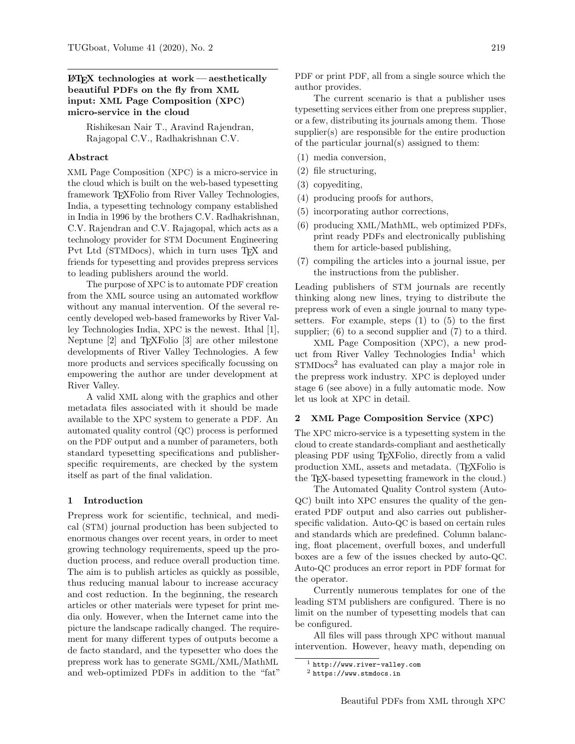# LaTeX technologies at work — aesthetically beautiful PDFs on the fly from XML input: XML Page Composition (XPC) micro-service in the cloud

Rishikesan Nair T., Aravind Rajendran, Rajagopal C.V., Radhakrishnan C.V.

## Abstract

XML Page Composition (XPC) is a micro-service in the cloud which is built on the web-based typesetting framework TEXFolio from River Valley Technologies, India, a typesetting technology company established in India in 1996 by the brothers C.V. Radhakrishnan, C.V. Rajendran and C.V. Rajagopal, which acts as a technology provider for STM Document Engineering Pvt Ltd (STMDocs), which in turn uses TEX and friends for typesetting and provides prepress services to leading publishers around the world.

The purpose of XPC is to automate PDF creation from the XML source using an automated workflow without any manual intervention. Of the several recently developed web-based frameworks by River Valley Technologies India, XPC is the newest. Ithal [1], Neptune [2] and TEXFolio [3] are other milestone developments of River Valley Technologies. A few more products and services specifically focussing on empowering the author are under development at River Valley.

A valid XML along with the graphics and other metadata files associated with it should be made available to the XPC system to generate a PDF. An automated quality control (QC) process is performed on the PDF output and a number of parameters, both standard typesetting specifications and publisher-specific requirements, are checked by the system itself as part of the final validation.

## 1 Introduction

Prepress work for scientific, technical, and medical (STM) journal production has been subjected to enormous changes over recent years, in order to meet growing technology requirements, speed up the production process, and reduce overall production time. The aim is to publish articles as quickly as possible, thus reducing manual labour to increase accuracy and cost reduction. In the beginning, the research articles or other materials were typeset for print media only. However, when the Internet came into the picture the landscape radically changed. The requirement for many different types of outputs become a de facto standard, and the typesetter who does the prepress work has to generate SGML/XML/MathML and web-optimized PDFs in addition to the "fat" PDF or print PDF, all from a single source which the author provides.

The current scenario is that a publisher uses typesetting services either from one prepress supplier, or a few, distributing its journals among them. Those supplier(s) are responsible for the entire production of the particular journal(s) assigned to them:

(1) media conversion,
(2) file structuring,
(3) copyediting,
(4) producing proofs for authors,
(5) incorporating author corrections,
(6) producing XML/MathML, web optimized PDFs, print ready PDFs and electronically publishing them for article-based publishing,
(7) compiling the articles into a journal issue, per the instructions from the publisher.

Leading publishers of STM journals are recently thinking along new lines, trying to distribute the prepress work of even a single journal to many typesetters. For example, steps (1) to (5) to the first supplier; (6) to a second supplier and (7) to a third.

XML Page Composition (XPC), a new product from River Valley Technologies India[1] which STMDocs[2] has evaluated can play a major role in the prepress work industry. XPC is deployed under stage 6 (see above) in a fully automatic mode. Now let us look at XPC in detail.

## 2 XML Page Composition Service (XPC)

The XPC micro-service is a typesetting system in the cloud to create standards-compliant and aesthetically pleasing PDF using TEXFolio, directly from a valid production XML, assets and metadata. (TEXFolio is the TEX-based typesetting framework in the cloud.)

The Automated Quality Control system (Auto-QC) built into XPC ensures the quality of the generated PDF output and also carries out publisher-specific validation. Auto-QC is based on certain rules and standards which are predefined. Column balancing, float placement, overfull boxes, and underfull boxes are a few of the issues checked by auto-QC. Auto-QC produces an error report in PDF format for the operator.

Currently numerous templates for one of the leading STM publishers are configured. There is no limit on the number of typesetting models that can be configured.

All files will pass through XPC without manual intervention. However, heavy math, depending on

[1] http://www.river-valley.com
[2] https://www.stmdocs.in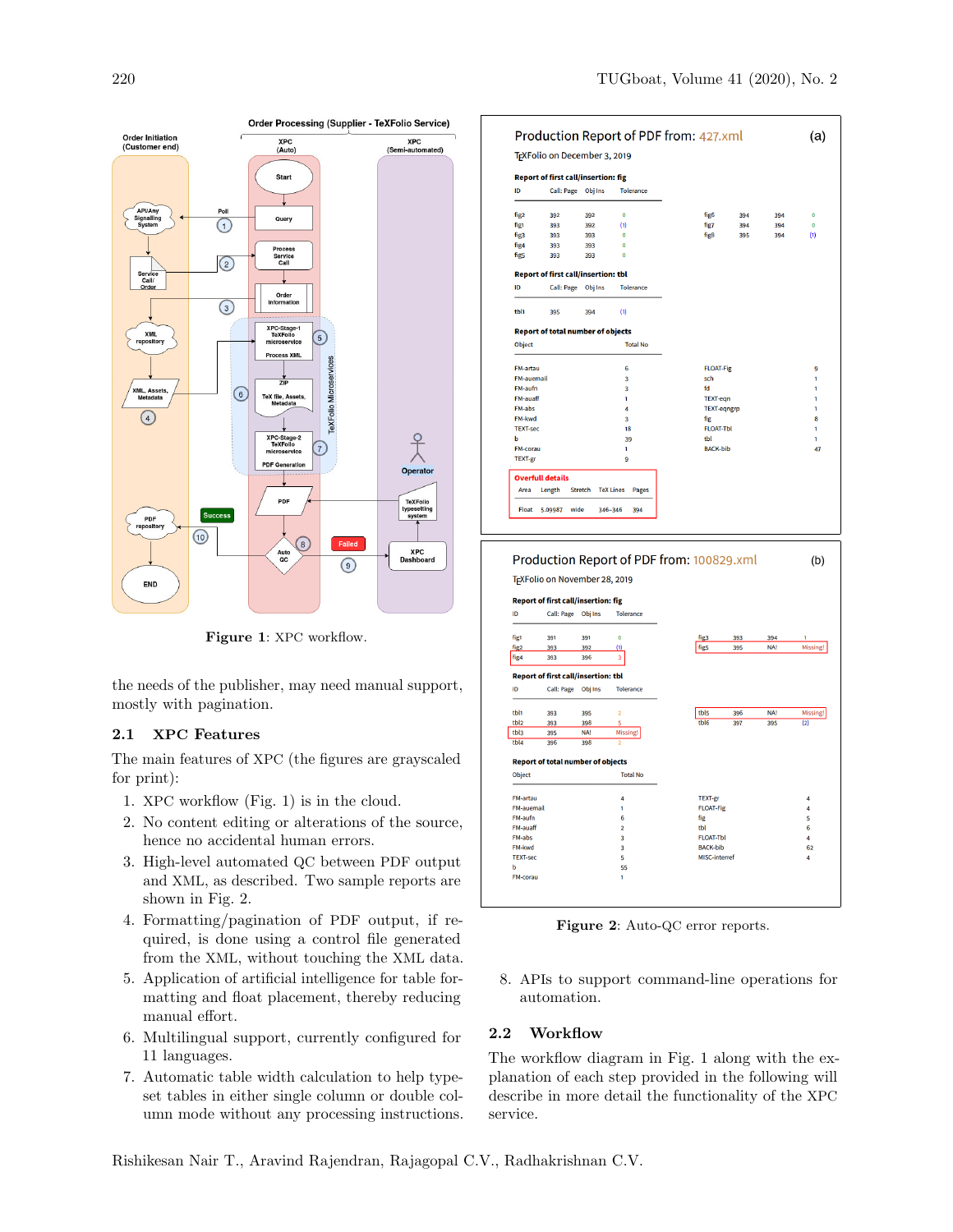Figure 1: XPC workflow.

Figure 2: Auto-QC error reports.

the needs of the publisher, may need manual support, mostly with pagination.

## 2.1 XPC Features

The main features of XPC (the figures are grayscaled for print):

1. XPC workflow (Fig. 1) is in the cloud.
2. No content editing or alterations of the source, hence no accidental human errors.
3. High-level automated QC between PDF output and XML, as described. Two sample reports are shown in Fig. 2.
4. Formatting/pagination of PDF output, if required, is done using a control file generated from the XML, without touching the XML data.
5. Application of artificial intelligence for table formatting and float placement, thereby reducing manual effort.
6. Multilingual support, currently configured for 11 languages.
7. Automatic table width calculation to help typeset tables in either single column or double column mode without any processing instructions.
8. APIs to support command-line operations for automation.

## 2.2 Workflow

The workflow diagram in Fig. 1 along with the explanation of each step provided in the following will describe in more detail the functionality of the XPC service.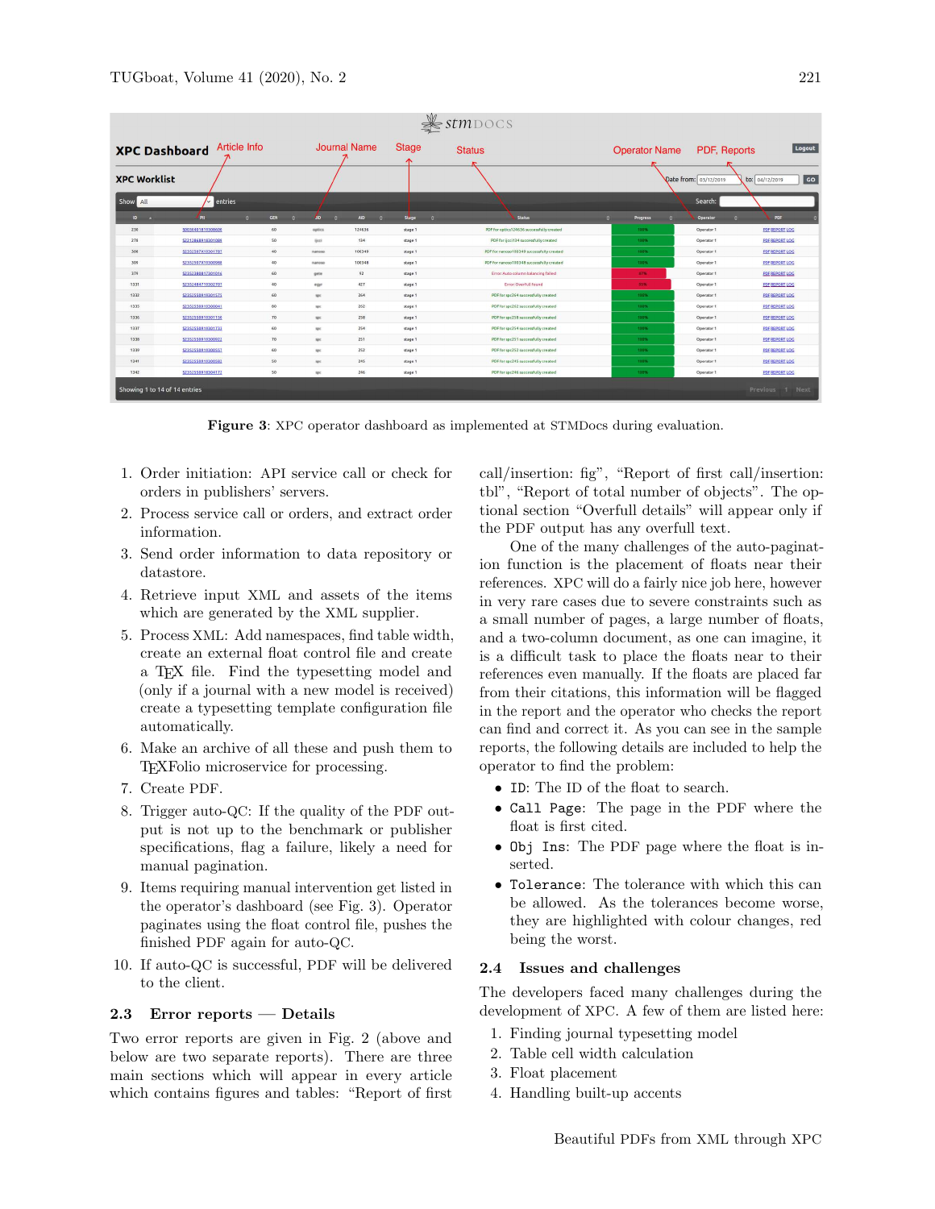Figure 3: XPC operator dashboard as implemented at STMDocs during evaluation.

1. Order initiation: API service call or check for orders in publishers' servers.
2. Process service call or orders, and extract order information.
3. Send order information to data repository or datastore.
4. Retrieve input XML and assets of the items which are generated by the XML supplier.
5. Process XML: Add namespaces, find table width, create an external float control file and create a TeX file. Find the typesetting model and (only if a journal with a new model is received) create a typesetting template configuration file automatically.
6. Make an archive of all these and push them to TeXFolio microservice for processing.
7. Create PDF.
8. Trigger auto-QC: If the quality of the PDF output is not up to the benchmark or publisher specifications, flag a failure, likely a need for manual pagination.
9. Items requiring manual intervention get listed in the operator's dashboard (see Fig. 3). Operator paginates using the float control file, pushes the finished PDF again for auto-QC.
10. If auto-QC is successful, PDF will be delivered to the client.

## 2.3 Error reports — Details

Two error reports are given in Fig. 2 (above and below are two separate reports). There are three main sections which will appear in every article which contains figures and tables: "Report of first call/insertion: fig", "Report of first call/insertion: tbl", "Report of total number of objects". The optional section "Overfull details" will appear only if the PDF output has any overfull text.

One of the many challenges of the auto-pagination function is the placement of floats near their references. XPC will do a fairly nice job here, however in very rare cases due to severe constraints such as a small number of pages, a large number of floats, and a two-column document, as one can imagine, it is a difficult task to place the floats near to their references even manually. If the floats are placed far from their citations, this information will be flagged in the report and the operator who checks the report can find and correct it. As you can see in the sample reports, the following details are included to help the operator to find the problem:

- `ID`: The ID of the float to search.
- `Call Page`: The page in the PDF where the float is first cited.
- `Obj Ins`: The PDF page where the float is inserted.
- `Tolerance`: The tolerance with which this can be allowed. As the tolerances become worse, they are highlighted with colour changes, red being the worst.

## 2.4 Issues and challenges

The developers faced many challenges during the development of XPC. A few of them are listed here:

1. Finding journal typesetting model
2. Table cell width calculation
3. Float placement
4. Handling built-up accents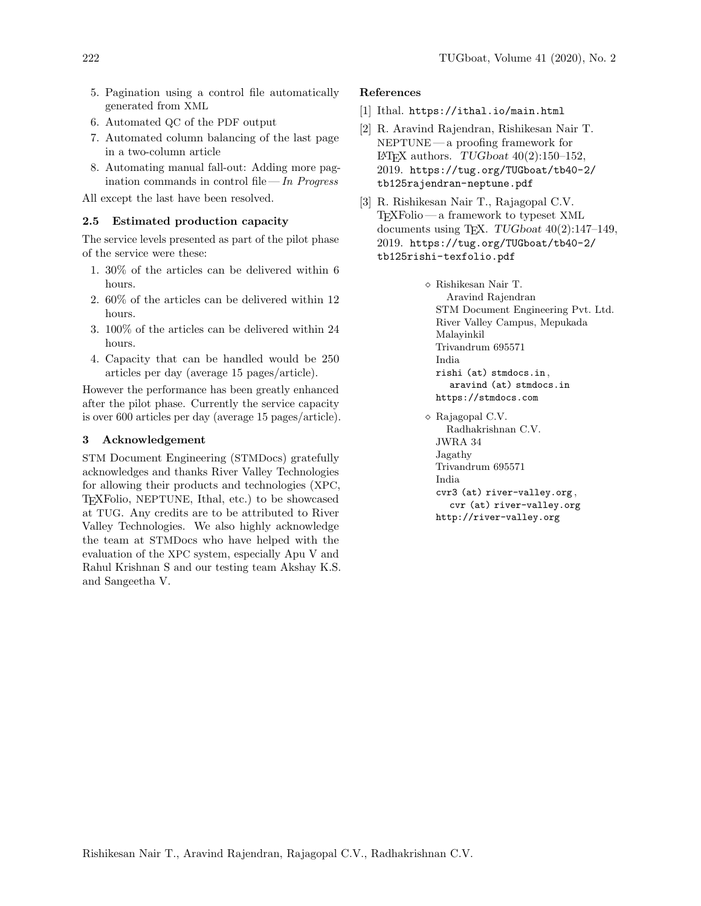5. Pagination using a control file automatically generated from XML
6. Automated QC of the PDF output
7. Automated column balancing of the last page in a two-column article
8. Automating manual fall-out: Adding more pagination commands in control file — *In Progress*

All except the last have been resolved.

### 2.5 Estimated production capacity

The service levels presented as part of the pilot phase of the service were these:

1. 30% of the articles can be delivered within 6 hours.
2. 60% of the articles can be delivered within 12 hours.
3. 100% of the articles can be delivered within 24 hours.
4. Capacity that can be handled would be 250 articles per day (average 15 pages/article).

However the performance has been greatly enhanced after the pilot phase. Currently the service capacity is over 600 articles per day (average 15 pages/article).

## 3 Acknowledgement

STM Document Engineering (STMDocs) gratefully acknowledges and thanks River Valley Technologies for allowing their products and technologies (XPC, TEXFolio, NEPTUNE, Ithal, etc.) to be showcased at TUG. Any credits are to be attributed to River Valley Technologies. We also highly acknowledge the team at STMDocs who have helped with the evaluation of the XPC system, especially Apu V and Rahul Krishnan S and our testing team Akshay K.S. and Sangeetha V.

### References

[1] Ithal. https://ithal.io/main.html

[2] R. Aravind Rajendran, Rishikesan Nair T. NEPTUNE — a proofing framework for LaTeX authors. *TUGboat* 40(2):150–152, 2019. https://tug.org/TUGboat/tb40-2/tb125rajendran-neptune.pdf

[3] R. Rishikesan Nair T., Rajagopal C.V. TEXFolio — a framework to typeset XML documents using TEX. *TUGboat* 40(2):147–149, 2019. https://tug.org/TUGboat/tb40-2/tb125rishi-texfolio.pdf

⋄ Rishikesan Nair T.
Aravind Rajendran
STM Document Engineering Pvt. Ltd.
River Valley Campus, Mepukada
Malayinkil
Trivandrum 695571
India
rishi (at) stmdocs.in,
aravind (at) stmdocs.in
https://stmdocs.com

⋄ Rajagopal C.V.
Radhakrishnan C.V.
JWRA 34
Jagathy
Trivandrum 695571
India
cvr3 (at) river-valley.org,
cvr (at) river-valley.org
http://river-valley.org